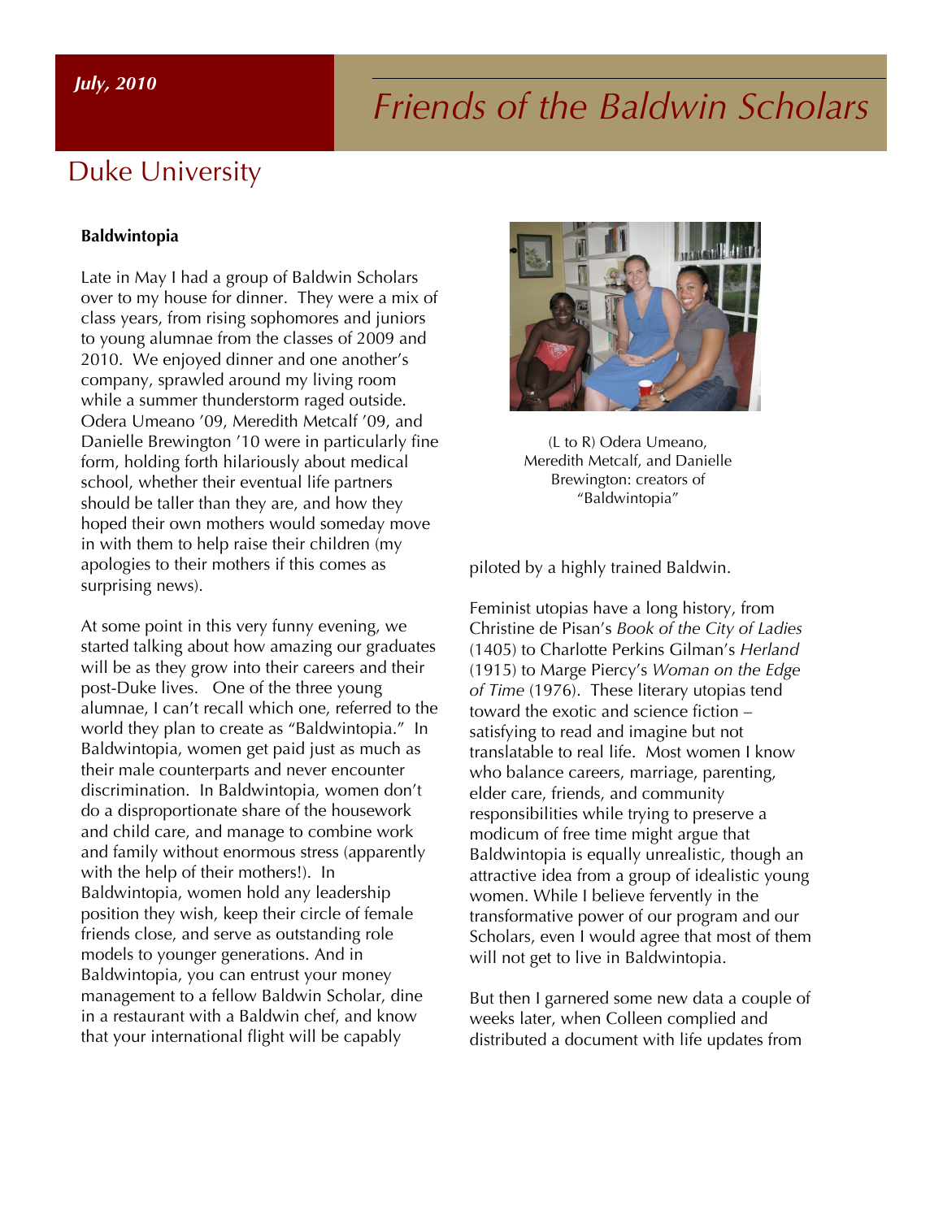*July, 2010*

# *Friends of the Baldwin Scholars*

## Duke University

**Baldwintopia**

Late in May I had a group of Baldwin Scholars over to my house for dinner. They were a mix of class years, from rising sophomores and juniors to young alumnae from the classes of 2009 and 2010. We enjoyed dinner and one another's company, sprawled around my living room while a summer thunderstorm raged outside. Odera Umeano '09, Meredith Metcalf '09, and Danielle Brewington '10 were in particularly fine form, holding forth hilariously about medical school, whether their eventual life partners should be taller than they are, and how they hoped their own mothers would someday move in with them to help raise their children (my apologies to their mothers if this comes as surprising news).

At some point in this very funny evening, we started talking about how amazing our graduates will be as they grow into their careers and their post-Duke lives. One of the three young alumnae, I can't recall which one, referred to the world they plan to create as "Baldwintopia." In Baldwintopia, women get paid just as much as their male counterparts and never encounter discrimination. In Baldwintopia, women don't do a disproportionate share of the housework and child care, and manage to combine work and family without enormous stress (apparently with the help of their mothers!). In Baldwintopia, women hold any leadership position they wish, keep their circle of female friends close, and serve as outstanding role models to younger generations. And in Baldwintopia, you can entrust your money management to a fellow Baldwin Scholar, dine in a restaurant with a Baldwin chef, and know that your international flight will be capably piloted by a highly trained Baldwin.

(L to R) Odera Umeano, Meredith Metcalf, and Danielle Brewington: creators of "Baldwintopia"

Feminist utopias have a long history, from Christine de Pisan's *Book of the City of Ladies* (1405) to Charlotte Perkins Gilman's *Herland* (1915) to Marge Piercy's *Woman on the Edge of Time* (1976). These literary utopias tend toward the exotic and science fiction – satisfying to read and imagine but not translatable to real life. Most women I know who balance careers, marriage, parenting, elder care, friends, and community responsibilities while trying to preserve a modicum of free time might argue that Baldwintopia is equally unrealistic, though an attractive idea from a group of idealistic young women. While I believe fervently in the transformative power of our program and our Scholars, even I would agree that most of them will not get to live in Baldwintopia.

But then I garnered some new data a couple of weeks later, when Colleen complied and distributed a document with life updates from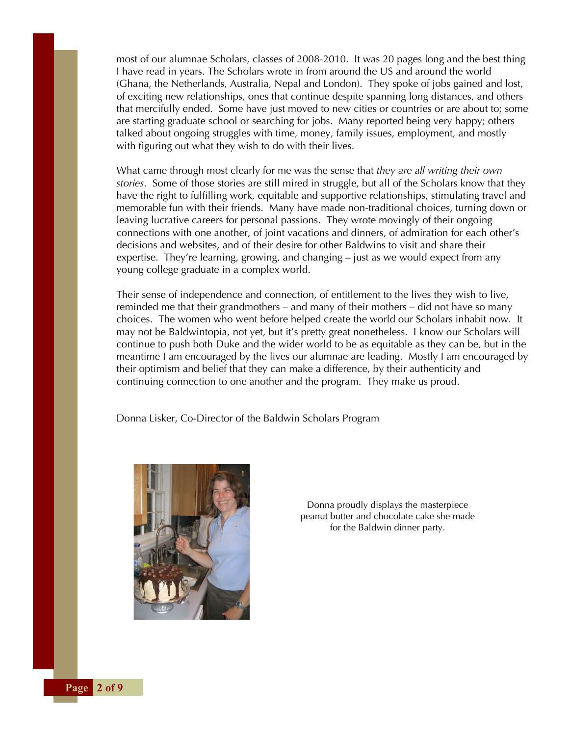most of our alumnae Scholars, classes of 2008-2010. It was 20 pages long and the best thing I have read in years. The Scholars wrote in from around the US and around the world (Ghana, the Netherlands, Australia, Nepal and London). They spoke of jobs gained and lost, of exciting new relationships, ones that continue despite spanning long distances, and others that mercifully ended. Some have just moved to new cities or countries or are about to; some are starting graduate school or searching for jobs. Many reported being very happy; others talked about ongoing struggles with time, money, family issues, employment, and mostly with figuring out what they wish to do with their lives.

What came through most clearly for me was the sense that *they are all writing their own stories*. Some of those stories are still mired in struggle, but all of the Scholars know that they have the right to fulfilling work, equitable and supportive relationships, stimulating travel and memorable fun with their friends. Many have made non-traditional choices, turning down or leaving lucrative careers for personal passions. They wrote movingly of their ongoing connections with one another, of joint vacations and dinners, of admiration for each other's decisions and websites, and of their desire for other Baldwins to visit and share their expertise. They're learning, growing, and changing – just as we would expect from any young college graduate in a complex world.

Their sense of independence and connection, of entitlement to the lives they wish to live, reminded me that their grandmothers – and many of their mothers – did not have so many choices. The women who went before helped create the world our Scholars inhabit now. It may not be Baldwintopia, not yet, but it's pretty great nonetheless. I know our Scholars will continue to push both Duke and the wider world to be as equitable as they can be, but in the meantime I am encouraged by the lives our alumnae are leading. Mostly I am encouraged by their optimism and belief that they can make a difference, by their authenticity and continuing connection to one another and the program. They make us proud.

Donna Lisker, Co-Director of the Baldwin Scholars Program

Donna proudly displays the masterpiece peanut butter and chocolate cake she made for the Baldwin dinner party.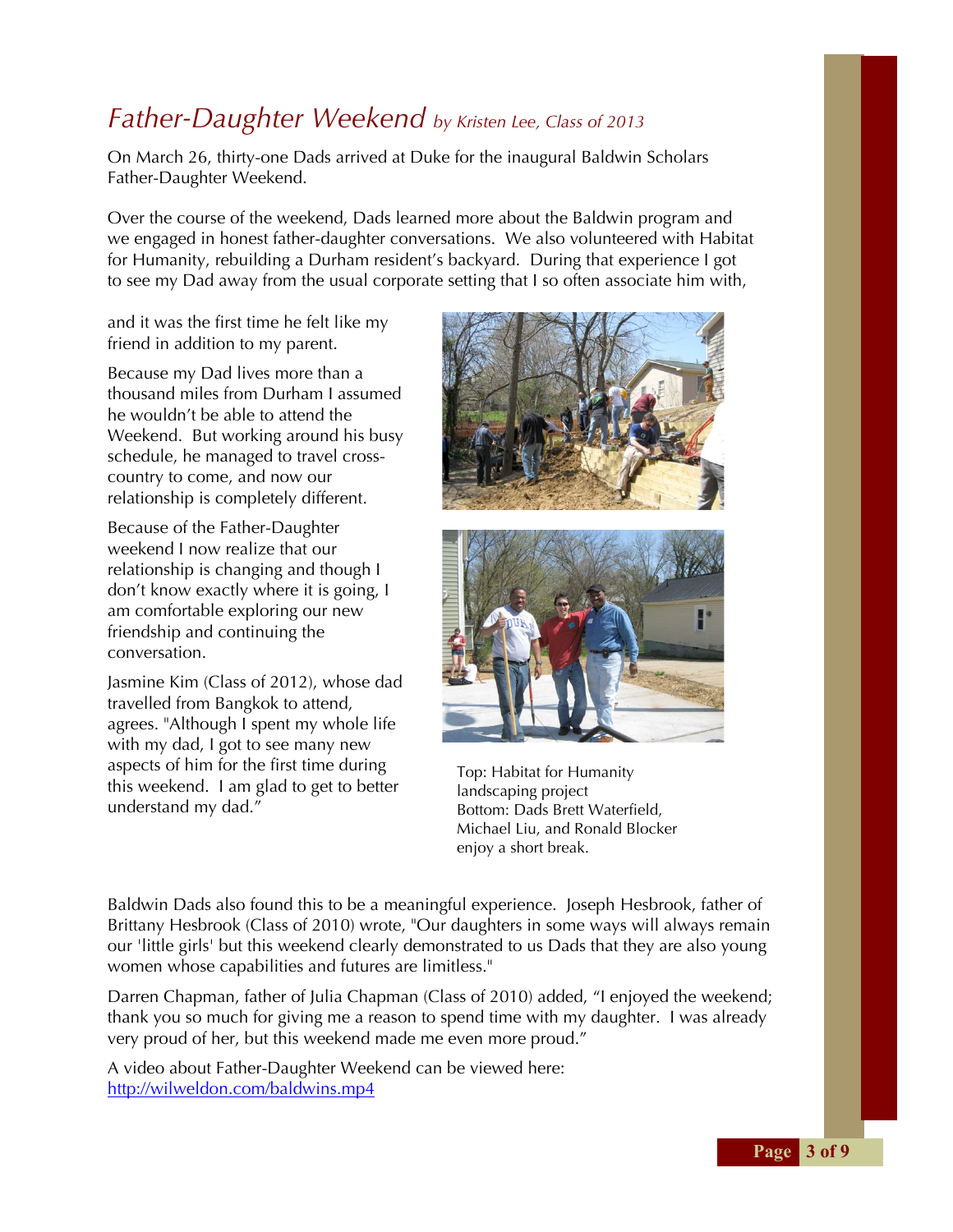# *Father-Daughter Weekend* *by Kristen Lee, Class of 2013*

On March 26, thirty-one Dads arrived at Duke for the inaugural Baldwin Scholars Father-Daughter Weekend.

Over the course of the weekend, Dads learned more about the Baldwin program and we engaged in honest father-daughter conversations. We also volunteered with Habitat for Humanity, rebuilding a Durham resident's backyard. During that experience I got to see my Dad away from the usual corporate setting that I so often associate him with, and it was the first time he felt like my friend in addition to my parent.

Because my Dad lives more than a thousand miles from Durham I assumed he wouldn't be able to attend the Weekend. But working around his busy schedule, he managed to travel cross-country to come, and now our relationship is completely different.

Because of the Father-Daughter weekend I now realize that our relationship is changing and though I don't know exactly where it is going, I am comfortable exploring our new friendship and continuing the conversation.

Jasmine Kim (Class of 2012), whose dad travelled from Bangkok to attend, agrees. "Although I spent my whole life with my dad, I got to see many new aspects of him for the first time during this weekend. I am glad to get to better understand my dad."

Top: Habitat for Humanity landscaping project
Bottom: Dads Brett Waterfield, Michael Liu, and Ronald Blocker enjoy a short break.

Baldwin Dads also found this to be a meaningful experience. Joseph Hesbrook, father of Brittany Hesbrook (Class of 2010) wrote, "Our daughters in some ways will always remain our 'little girls' but this weekend clearly demonstrated to us Dads that they are also young women whose capabilities and futures are limitless."

Darren Chapman, father of Julia Chapman (Class of 2010) added, "I enjoyed the weekend; thank you so much for giving me a reason to spend time with my daughter. I was already very proud of her, but this weekend made me even more proud."

A video about Father-Daughter Weekend can be viewed here: http://wilweldon.com/baldwins.mp4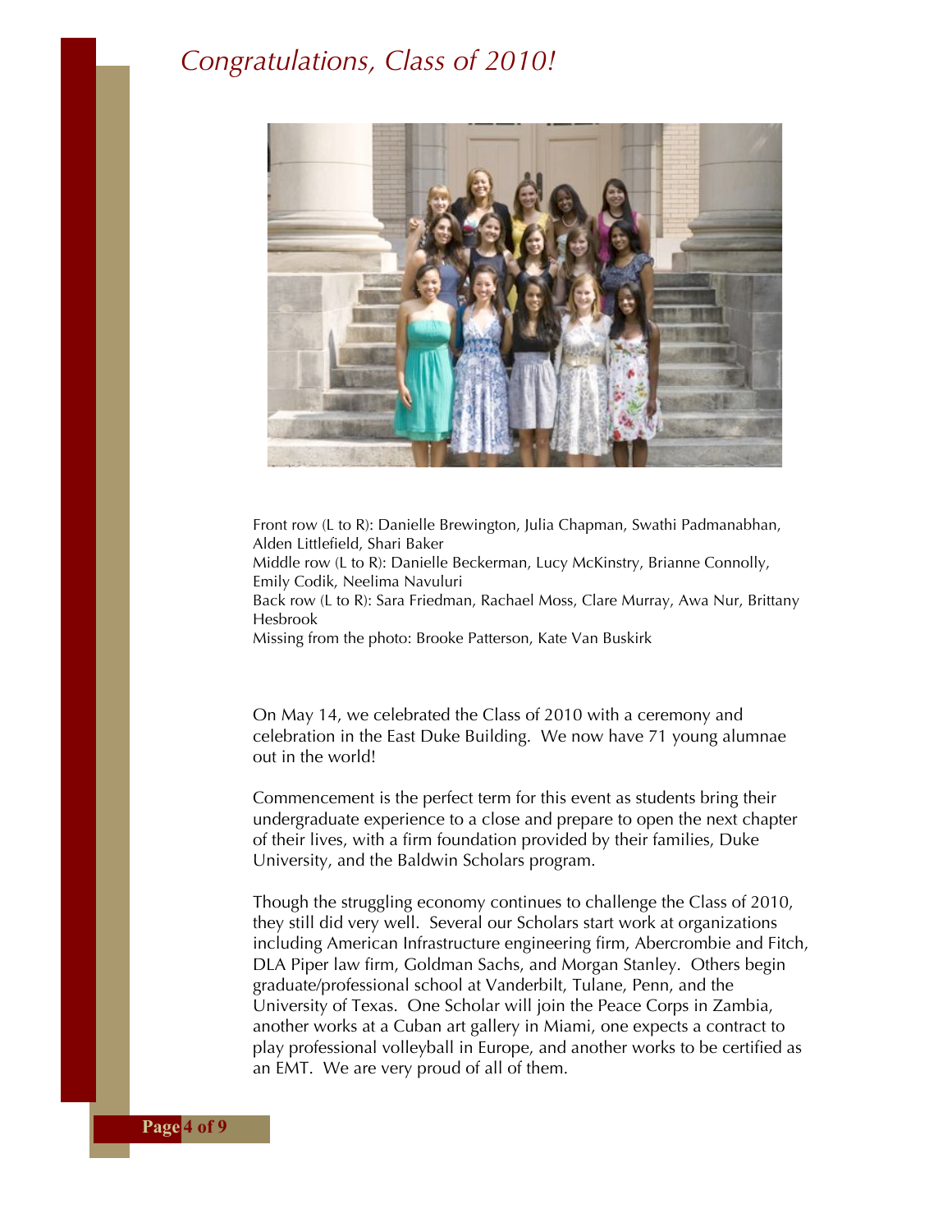# *Congratulations, Class of 2010!*

Front row (L to R): Danielle Brewington, Julia Chapman, Swathi Padmanabhan, Alden Littlefield, Shari Baker
Middle row (L to R): Danielle Beckerman, Lucy McKinstry, Brianne Connolly, Emily Codik, Neelima Navuluri
Back row (L to R): Sara Friedman, Rachael Moss, Clare Murray, Awa Nur, Brittany Hesbrook
Missing from the photo: Brooke Patterson, Kate Van Buskirk

On May 14, we celebrated the Class of 2010 with a ceremony and celebration in the East Duke Building. We now have 71 young alumnae out in the world!

Commencement is the perfect term for this event as students bring their undergraduate experience to a close and prepare to open the next chapter of their lives, with a firm foundation provided by their families, Duke University, and the Baldwin Scholars program.

Though the struggling economy continues to challenge the Class of 2010, they still did very well. Several our Scholars start work at organizations including American Infrastructure engineering firm, Abercrombie and Fitch, DLA Piper law firm, Goldman Sachs, and Morgan Stanley. Others begin graduate/professional school at Vanderbilt, Tulane, Penn, and the University of Texas. One Scholar will join the Peace Corps in Zambia, another works at a Cuban art gallery in Miami, one expects a contract to play professional volleyball in Europe, and another works to be certified as an EMT. We are very proud of all of them.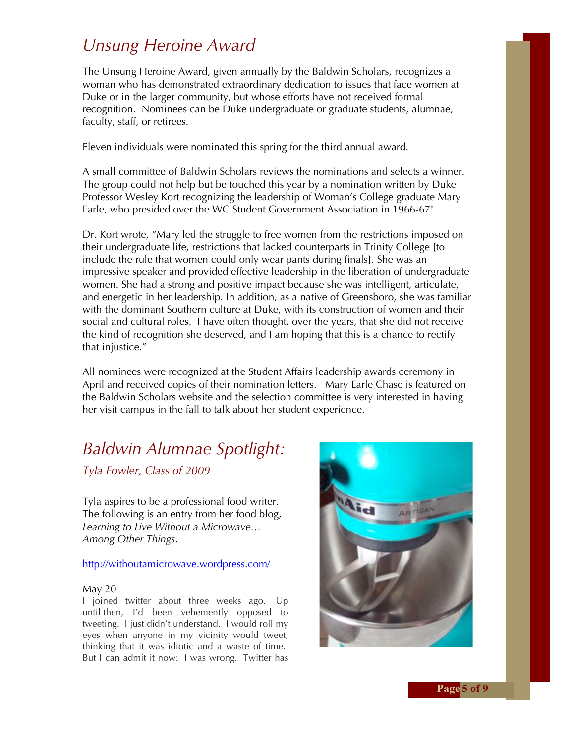## *Unsung Heroine Award*

The Unsung Heroine Award, given annually by the Baldwin Scholars, recognizes a woman who has demonstrated extraordinary dedication to issues that face women at Duke or in the larger community, but whose efforts have not received formal recognition. Nominees can be Duke undergraduate or graduate students, alumnae, faculty, staff, or retirees.

Eleven individuals were nominated this spring for the third annual award.

A small committee of Baldwin Scholars reviews the nominations and selects a winner. The group could not help but be touched this year by a nomination written by Duke Professor Wesley Kort recognizing the leadership of Woman's College graduate Mary Earle, who presided over the WC Student Government Association in 1966-67!

Dr. Kort wrote, "Mary led the struggle to free women from the restrictions imposed on their undergraduate life, restrictions that lacked counterparts in Trinity College [to include the rule that women could only wear pants during finals]. She was an impressive speaker and provided effective leadership in the liberation of undergraduate women. She had a strong and positive impact because she was intelligent, articulate, and energetic in her leadership. In addition, as a native of Greensboro, she was familiar with the dominant Southern culture at Duke, with its construction of women and their social and cultural roles. I have often thought, over the years, that she did not receive the kind of recognition she deserved, and I am hoping that this is a chance to rectify that injustice."

All nominees were recognized at the Student Affairs leadership awards ceremony in April and received copies of their nomination letters. Mary Earle Chase is featured on the Baldwin Scholars website and the selection committee is very interested in having her visit campus in the fall to talk about her student experience.

## *Baldwin Alumnae Spotlight:*

*Tyla Fowler, Class of 2009*

Tyla aspires to be a professional food writer. The following is an entry from her food blog, *Learning to Live Without a Microwave… Among Other Things*.

http://withoutamicrowave.wordpress.com/

May 20

I joined twitter about three weeks ago. Up until then, I'd been vehemently opposed to tweeting. I just didn't understand. I would roll my eyes when anyone in my vicinity would tweet, thinking that it was idiotic and a waste of time. But I can admit it now: I was wrong. Twitter has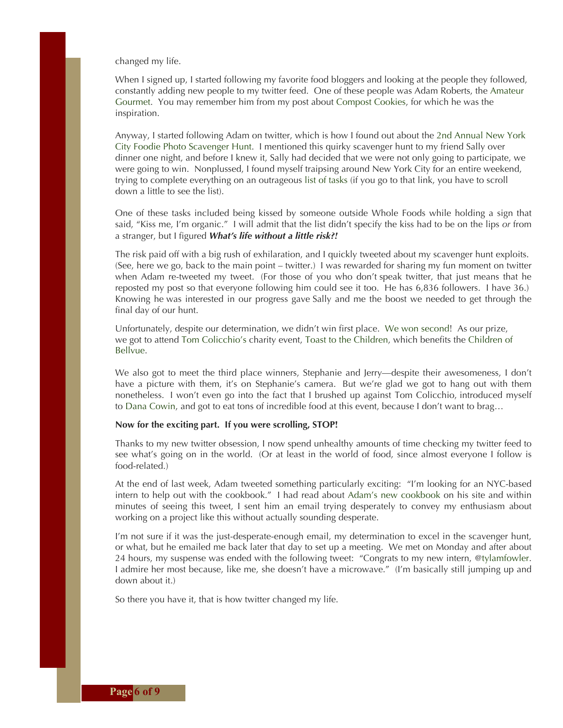changed my life.

When I signed up, I started following my favorite food bloggers and looking at the people they followed, constantly adding new people to my twitter feed. One of these people was Adam Roberts, the Amateur Gourmet. You may remember him from my post about Compost Cookies, for which he was the inspiration.

Anyway, I started following Adam on twitter, which is how I found out about the 2nd Annual New York City Foodie Photo Scavenger Hunt. I mentioned this quirky scavenger hunt to my friend Sally over dinner one night, and before I knew it, Sally had decided that we were not only going to participate, we were going to win. Nonplussed, I found myself traipsing around New York City for an entire weekend, trying to complete everything on an outrageous list of tasks (if you go to that link, you have to scroll down a little to see the list).

One of these tasks included being kissed by someone outside Whole Foods while holding a sign that said, "Kiss me, I'm organic." I will admit that the list didn't specify the kiss had to be on the lips *or* from a stranger, but I figured ***What's life without a little risk?!***

The risk paid off with a big rush of exhilaration, and I quickly tweeted about my scavenger hunt exploits. (See, here we go, back to the main point – twitter.) I was rewarded for sharing my fun moment on twitter when Adam re-tweeted my tweet. (For those of you who don't speak twitter, that just means that he reposted my post so that everyone following him could see it too. He has 6,836 followers. I have 36.) Knowing he was interested in our progress gave Sally and me the boost we needed to get through the final day of our hunt.

Unfortunately, despite our determination, we didn't win first place. We won second! As our prize, we got to attend Tom Colicchio's charity event, Toast to the Children, which benefits the Children of Bellvue.

We also got to meet the third place winners, Stephanie and Jerry—despite their awesomeness, I don't have a picture with them, it's on Stephanie's camera. But we're glad we got to hang out with them nonetheless. I won't even go into the fact that I brushed up against Tom Colicchio, introduced myself to Dana Cowin, and got to eat tons of incredible food at this event, because I don't want to brag…

**Now for the exciting part. If you were scrolling, STOP!**

Thanks to my new twitter obsession, I now spend unhealthy amounts of time checking my twitter feed to see what's going on in the world. (Or at least in the world of food, since almost everyone I follow is food-related.)

At the end of last week, Adam tweeted something particularly exciting: "I'm looking for an NYC-based intern to help out with the cookbook." I had read about Adam's new cookbook on his site and within minutes of seeing this tweet, I sent him an email trying desperately to convey my enthusiasm about working on a project like this without actually sounding desperate.

I'm not sure if it was the just-desperate-enough email, my determination to excel in the scavenger hunt, or what, but he emailed me back later that day to set up a meeting. We met on Monday and after about 24 hours, my suspense was ended with the following tweet: "Congrats to my new intern, @tylamfowler. I admire her most because, like me, she doesn't have a microwave." (I'm basically still jumping up and down about it.)

So there you have it, that is how twitter changed my life.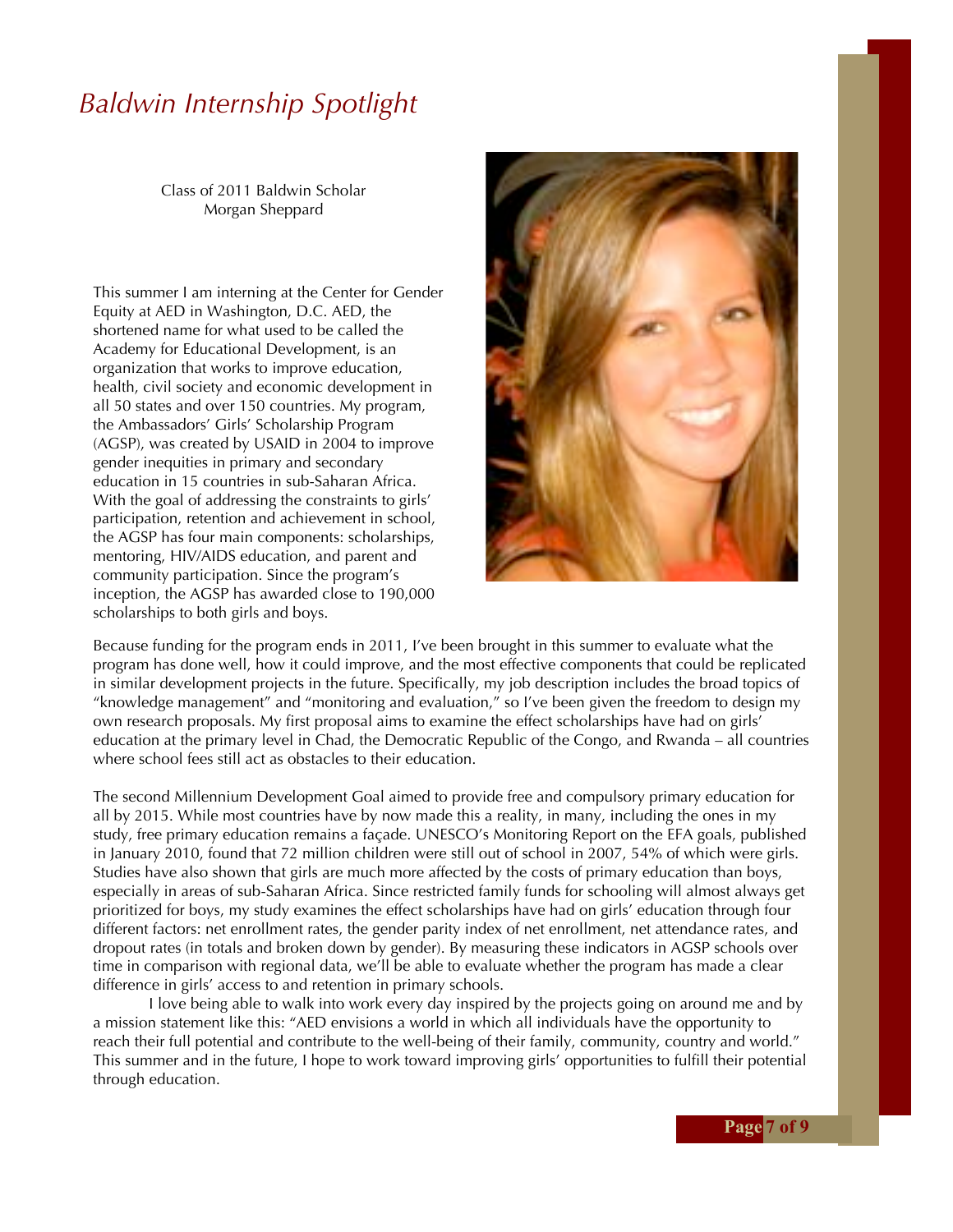# *Baldwin Internship Spotlight*

Class of 2011 Baldwin Scholar
Morgan Sheppard

This summer I am interning at the Center for Gender Equity at AED in Washington, D.C. AED, the shortened name for what used to be called the Academy for Educational Development, is an organization that works to improve education, health, civil society and economic development in all 50 states and over 150 countries. My program, the Ambassadors' Girls' Scholarship Program (AGSP), was created by USAID in 2004 to improve gender inequities in primary and secondary education in 15 countries in sub-Saharan Africa. With the goal of addressing the constraints to girls' participation, retention and achievement in school, the AGSP has four main components: scholarships, mentoring, HIV/AIDS education, and parent and community participation. Since the program's inception, the AGSP has awarded close to 190,000 scholarships to both girls and boys.

Because funding for the program ends in 2011, I've been brought in this summer to evaluate what the program has done well, how it could improve, and the most effective components that could be replicated in similar development projects in the future. Specifically, my job description includes the broad topics of "knowledge management" and "monitoring and evaluation," so I've been given the freedom to design my own research proposals. My first proposal aims to examine the effect scholarships have had on girls' education at the primary level in Chad, the Democratic Republic of the Congo, and Rwanda – all countries where school fees still act as obstacles to their education.

The second Millennium Development Goal aimed to provide free and compulsory primary education for all by 2015. While most countries have by now made this a reality, in many, including the ones in my study, free primary education remains a façade. UNESCO's Monitoring Report on the EFA goals, published in January 2010, found that 72 million children were still out of school in 2007, 54% of which were girls. Studies have also shown that girls are much more affected by the costs of primary education than boys, especially in areas of sub-Saharan Africa. Since restricted family funds for schooling will almost always get prioritized for boys, my study examines the effect scholarships have had on girls' education through four different factors: net enrollment rates, the gender parity index of net enrollment, net attendance rates, and dropout rates (in totals and broken down by gender). By measuring these indicators in AGSP schools over time in comparison with regional data, we'll be able to evaluate whether the program has made a clear difference in girls' access to and retention in primary schools.

I love being able to walk into work every day inspired by the projects going on around me and by a mission statement like this: "AED envisions a world in which all individuals have the opportunity to reach their full potential and contribute to the well-being of their family, community, country and world." This summer and in the future, I hope to work toward improving girls' opportunities to fulfill their potential through education.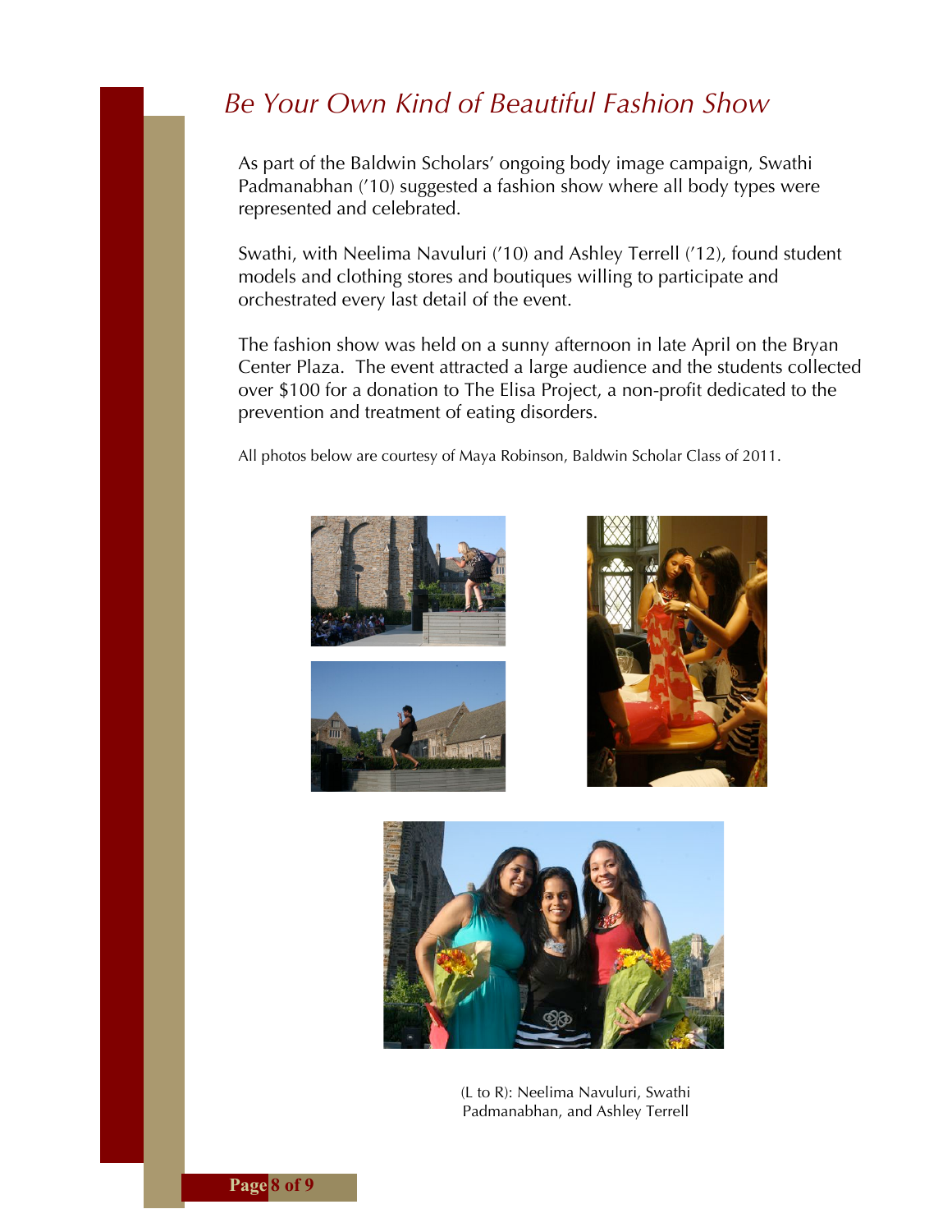# *Be Your Own Kind of Beautiful Fashion Show*

As part of the Baldwin Scholars' ongoing body image campaign, Swathi Padmanabhan ('10) suggested a fashion show where all body types were represented and celebrated.

Swathi, with Neelima Navuluri ('10) and Ashley Terrell ('12), found student models and clothing stores and boutiques willing to participate and orchestrated every last detail of the event.

The fashion show was held on a sunny afternoon in late April on the Bryan Center Plaza. The event attracted a large audience and the students collected over $100 for a donation to The Elisa Project, a non-profit dedicated to the prevention and treatment of eating disorders.

All photos below are courtesy of Maya Robinson, Baldwin Scholar Class of 2011.

(L to R): Neelima Navuluri, Swathi Padmanabhan, and Ashley Terrell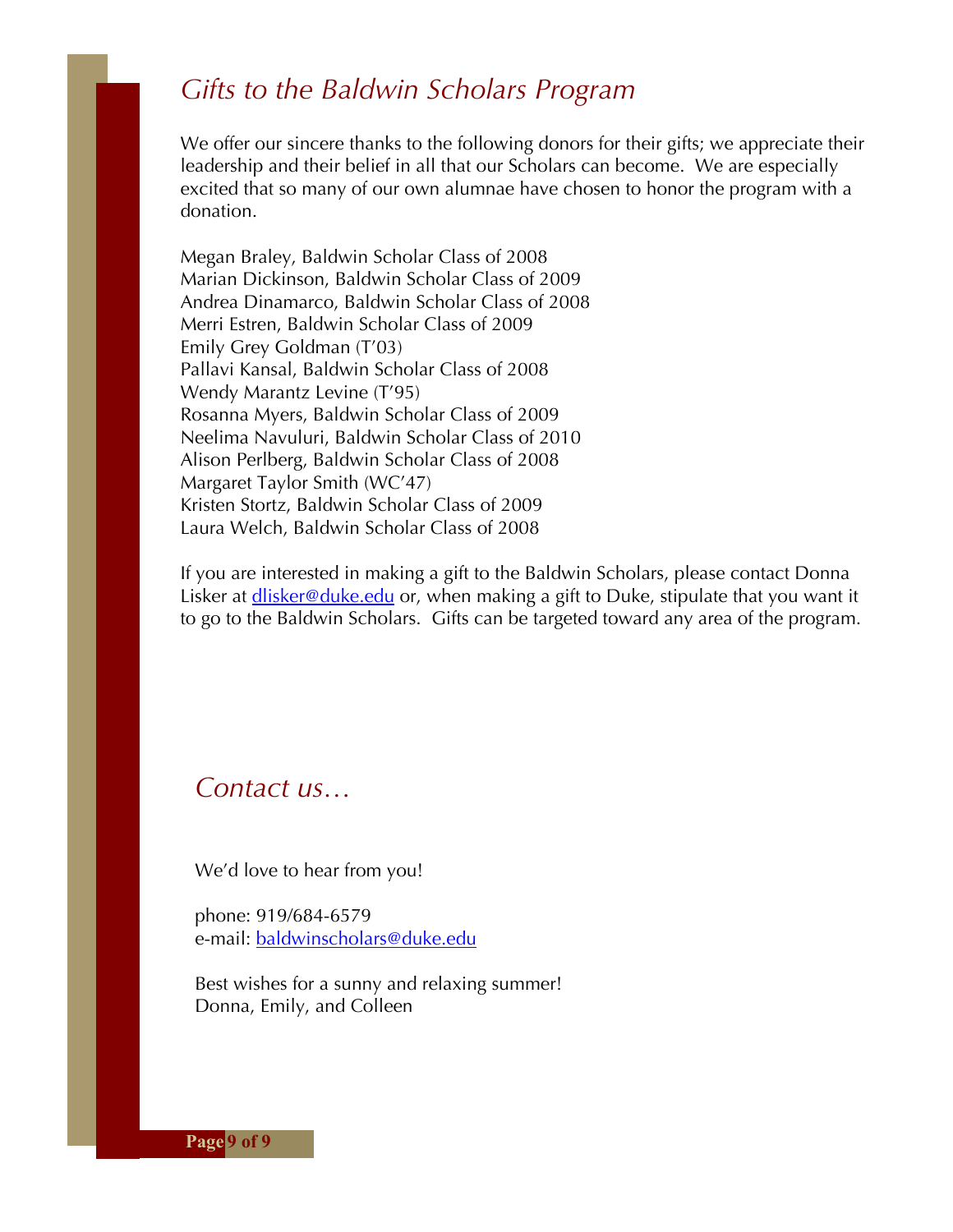## *Gifts to the Baldwin Scholars Program*

We offer our sincere thanks to the following donors for their gifts; we appreciate their leadership and their belief in all that our Scholars can become. We are especially excited that so many of our own alumnae have chosen to honor the program with a donation.

Megan Braley, Baldwin Scholar Class of 2008
Marian Dickinson, Baldwin Scholar Class of 2009
Andrea Dinamarco, Baldwin Scholar Class of 2008
Merri Estren, Baldwin Scholar Class of 2009
Emily Grey Goldman (T'03)
Pallavi Kansal, Baldwin Scholar Class of 2008
Wendy Marantz Levine (T'95)
Rosanna Myers, Baldwin Scholar Class of 2009
Neelima Navuluri, Baldwin Scholar Class of 2010
Alison Perlberg, Baldwin Scholar Class of 2008
Margaret Taylor Smith (WC'47)
Kristen Stortz, Baldwin Scholar Class of 2009
Laura Welch, Baldwin Scholar Class of 2008

If you are interested in making a gift to the Baldwin Scholars, please contact Donna Lisker at dlisker@duke.edu or, when making a gift to Duke, stipulate that you want it to go to the Baldwin Scholars. Gifts can be targeted toward any area of the program.

## *Contact us…*

We'd love to hear from you!

phone: 919/684-6579
e-mail: baldwinscholars@duke.edu

Best wishes for a sunny and relaxing summer!
Donna, Emily, and Colleen